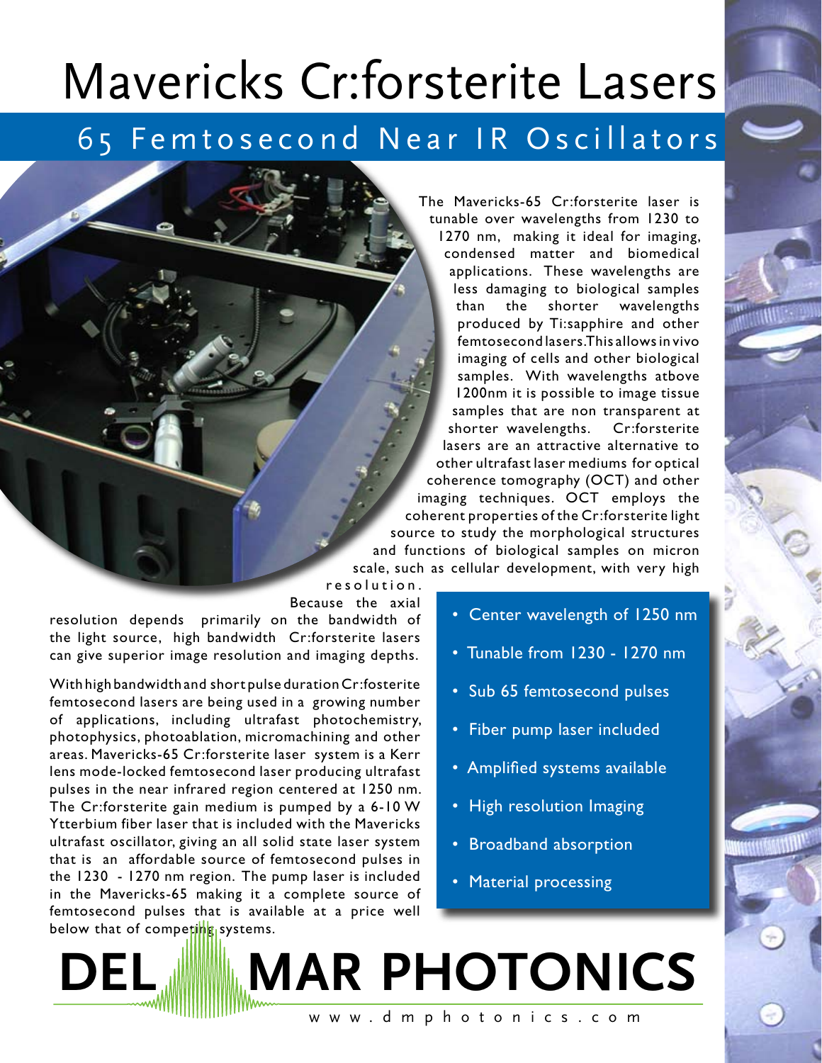# Mavericks Cr:forsterite Lasers

## 65 Femtosecond Near IR Oscillators

The Mavericks-65 Cr:forsterite laser is tunable over wavelengths from 1230 to 1270 nm, making it ideal for imaging, condensed matter and biomedical applications. These wavelengths are less damaging to biological samples than the shorter wavelengths produced by Ti:sapphire and other femtosecond lasers.This allows in vivo imaging of cells and other biological samples. With wavelengths atbove 1200nm it is possible to image tissue samples that are non transparent at shorter wavelengths. Cr:forsterite lasers are an attractive alternative to other ultrafast laser mediums for optical coherence tomography (OCT) and other imaging techniques. OCT employs the coherent properties of the Cr:forsterite light source to study the morphological structures and functions of biological samples on micron scale, such as cellular development, with very high resolution. Because the axial resolution depends primarily on the bandwidth of the light source, high bandwidth Cr:forsterite lasers can give superior image resolution and imaging depths.

With high bandwidth and short pulse duration Cr:fosterite femtosecond lasers are being used in a growing number of applications, including ultrafast photochemistry, photophysics, photoablation, micromachining and other areas. Mavericks-65 Cr:forsterite laser system is a Kerr lens mode-locked femtosecond laser producing ultrafast pulses in the near infrared region centered at 1250 nm. The Cr:forsterite gain medium is pumped by a 6-10 W Ytterbium fiber laser that is included with the Mavericks ultrafast oscillator, giving an all solid state laser system that is an affordable source of femtosecond pulses in the 1230 - 1270 nm region. The pump laser is included in the Mavericks-65 making it a complete source of femtosecond pulses that is available at a price well below that of competing systems.

- Center wavelength of 1250 nm
- Tunable from 1230 - 1270 nm
- Sub 65 femtosecond pulses
- Fiber pump laser included
- Amplified systems available
- High resolution Imaging
- Broadband absorption
- Material processing

**DEL MAR PHOTONICS**

www.dmphotonics.com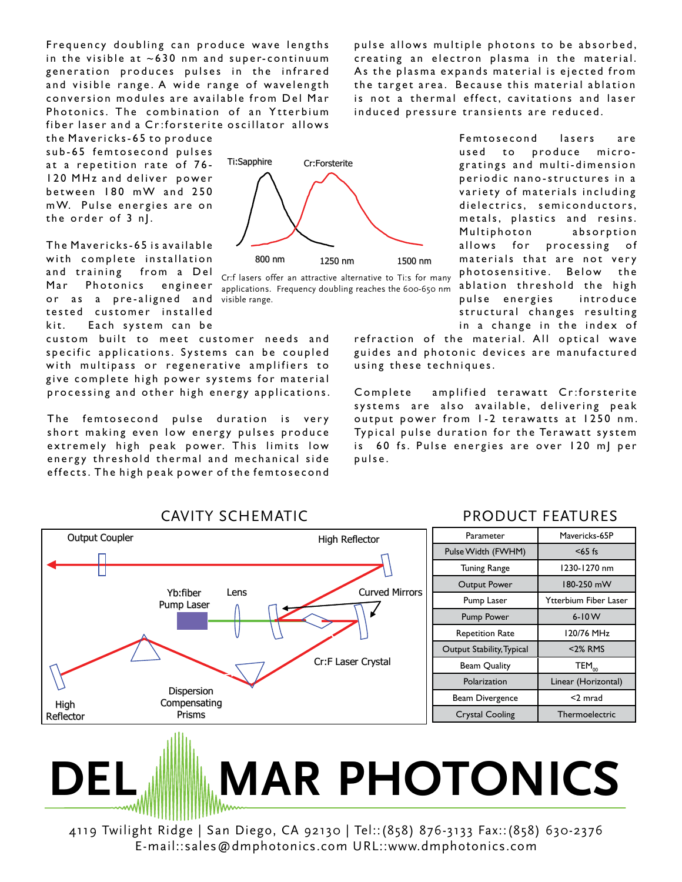Frequency doubling can produce wave lengths in the visible at ~630 nm and super-continuum generation produces pulses in the infrared and visible range. A wide range of wavelength conversion modules are available from Del Mar Photonics. The combination of an Ytterbium fiber laser and a Cr:forsterite oscillator allows the Mavericks-65 to produce sub-65 femtosecond pulses at a repetition rate of 76-120 MHz and deliver power between 180 mW and 250 mW. Pulse energies are on the order of 3 nJ.

Ti:Sapphire

Cr:Forsterite

800 nm

1250 nm

1500 nm

Cr:f lasers offer an attractive alternative to Ti:s for many applications. Frequency doubling reaches the 600-650 nm visible range.

The Mavericks-65 is available with complete installation and training from a Del Mar Photonics engineer or as a pre-aligned and tested customer installed kit. Each system can be custom built to meet customer needs and specific applications. Systems can be coupled with multipass or regenerative amplifiers to give complete high power systems for material processing and other high energy applications.

The femtosecond pulse duration is very short making even low energy pulses produce extremely high peak power. This limits low energy threshold thermal and mechanical side effects. The high peak power of the femtosecond pulse allows multiple photons to be absorbed, creating an electron plasma in the material. As the plasma expands material is ejected from the target area. Because this material ablation is not a thermal effect, cavitations and laser induced pressure transients are reduced.

Femtosecond lasers are used to produce micro-gratings and multi-dimension periodic nano-structures in a variety of materials including dielectrics, semiconductors, metals, plastics and resins. Multiphoton absorption allows for processing of materials that are not very photosensitive. Below the ablation threshold the high pulse energies introduce structural changes resulting in a change in the index of refraction of the material. All optical wave guides and photonic devices are manufactured using these techniques.

Complete amplified terawatt Cr:forsterite systems are also available, delivering peak output power from 1-2 terawatts at 1250 nm. Typical pulse duration for the Terawatt system is 60 fs. Pulse energies are over 120 mJ per pulse.

## CAVITY SCHEMATIC

Output Coupler

High Reflector

Yb:fiber Pump Laser

Lens

Curved Mirrors

Cr:F Laser Crystal

Dispersion Compensating Prisms

High Reflector

## PRODUCT FEATURES

| Parameter | Mavericks-65P |
|---|---|
| Pulse Width (FWHM) | <65 fs |
| Tuning Range | 1230-1270 nm |
| Output Power | 180-250 mW |
| Pump Laser | Ytterbium Fiber Laser |
| Pump Power | 6-10 W |
| Repetition Rate | 120/76 MHz |
| Output Stability, Typical | <2% RMS |
| Beam Quality | $TEM_{00}$ |
| Polarization | Linear (Horizontal) |
| Beam Divergence | <2 mrad |
| Crystal Cooling | Thermoelectric |

# DEL MAR PHOTONICS

4119 Twilight Ridge | San Diego, CA 92130 | Tel::(858) 876-3133 Fax::(858) 630-2376
E-mail::sales@dmphotonics.com URL::www.dmphotonics.com